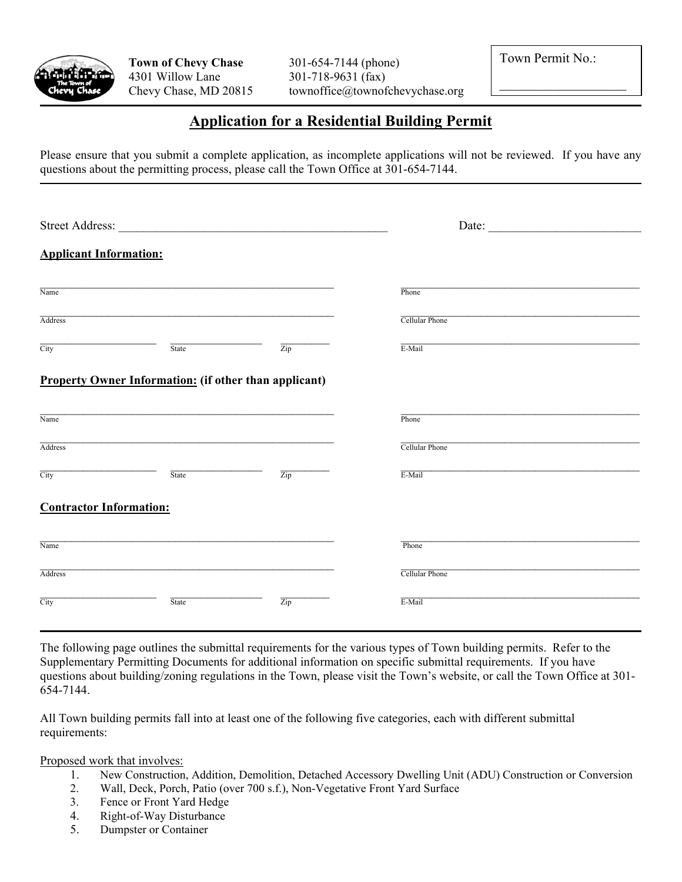**Town of Chevy Chase**
4301 Willow Lane
Chevy Chase, MD 20815

301-654-7144 (phone)
301-718-9631 (fax)
townoffice@townofchevychase.org

Town Permit No.: ____________________

# Application for a Residential Building Permit

Please ensure that you submit a complete application, as incomplete applications will not be reviewed. If you have any questions about the permitting process, please call the Town Office at 301-654-7144.

---

Street Address: ____________________________________________ Date: _________________________

**Applicant Information:**

| | | | |
|---|---|---|---|
| Name | | | Phone |
| Address | | | Cellular Phone |
| City | State | Zip | E-Mail |

**Property Owner Information: (if other than applicant)**

| | | | |
|---|---|---|---|
| Name | | | Phone |
| Address | | | Cellular Phone |
| City | State | Zip | E-Mail |

**Contractor Information:**

| | | | |
|---|---|---|---|
| Name | | | Phone |
| Address | | | Cellular Phone |
| City | State | Zip | E-Mail |

---

The following page outlines the submittal requirements for the various types of Town building permits. Refer to the Supplementary Permitting Documents for additional information on specific submittal requirements. If you have questions about building/zoning regulations in the Town, please visit the Town's website, or call the Town Office at 301-654-7144.

All Town building permits fall into at least one of the following five categories, each with different submittal requirements:

Proposed work that involves:

1. New Construction, Addition, Demolition, Detached Accessory Dwelling Unit (ADU) Construction or Conversion
2. Wall, Deck, Porch, Patio (over 700 s.f.), Non-Vegetative Front Yard Surface
3. Fence or Front Yard Hedge
4. Right-of-Way Disturbance
5. Dumpster or Container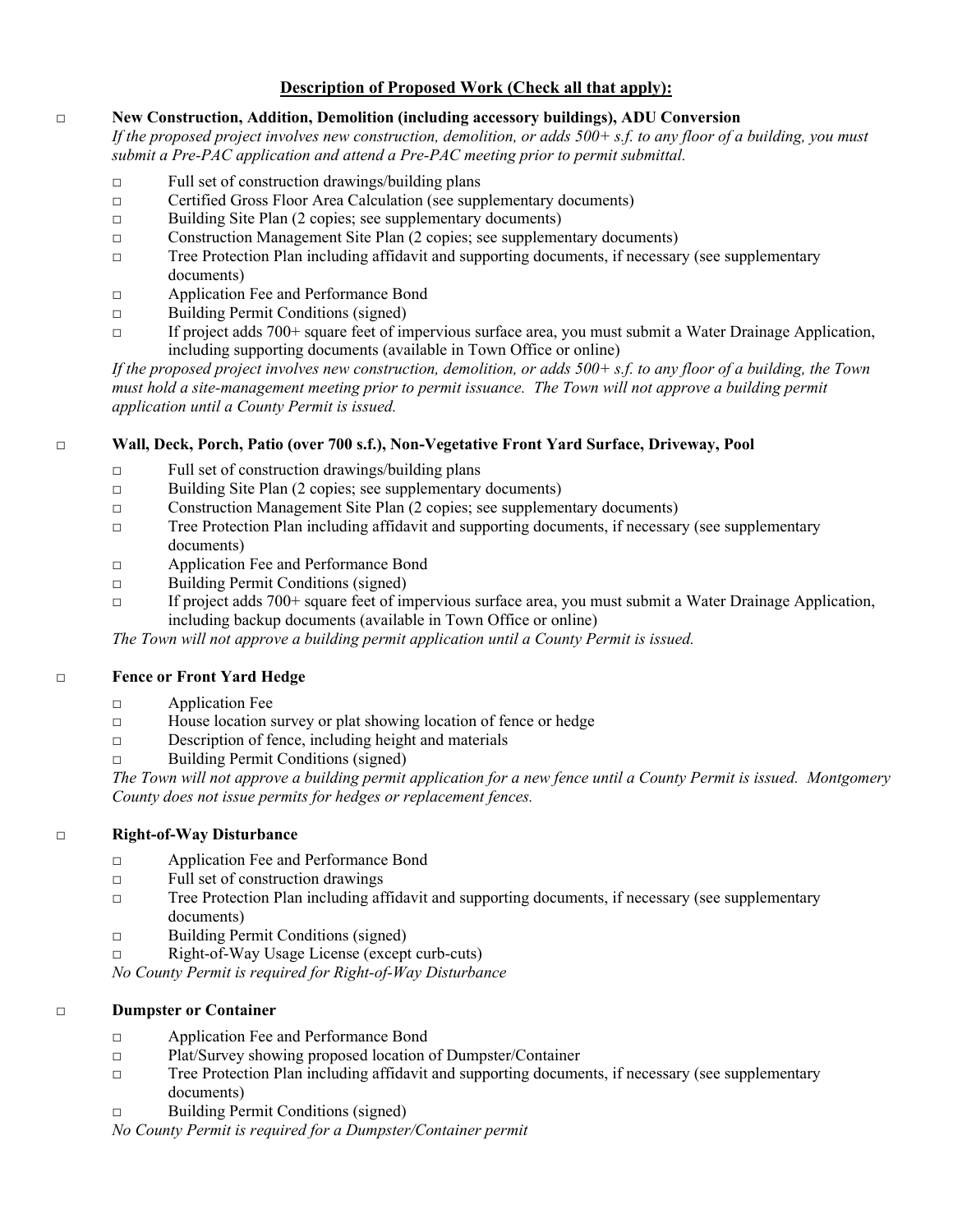## Description of Proposed Work (Check all that apply):

□ **New Construction, Addition, Demolition (including accessory buildings), ADU Conversion**

*If the proposed project involves new construction, demolition, or adds 500+ s.f. to any floor of a building, you must submit a Pre-PAC application and attend a Pre-PAC meeting prior to permit submittal.*

- □ Full set of construction drawings/building plans
- □ Certified Gross Floor Area Calculation (see supplementary documents)
- □ Building Site Plan (2 copies; see supplementary documents)
- □ Construction Management Site Plan (2 copies; see supplementary documents)
- □ Tree Protection Plan including affidavit and supporting documents, if necessary (see supplementary documents)
- □ Application Fee and Performance Bond
- □ Building Permit Conditions (signed)
- □ If project adds 700+ square feet of impervious surface area, you must submit a Water Drainage Application, including supporting documents (available in Town Office or online)

*If the proposed project involves new construction, demolition, or adds 500+ s.f. to any floor of a building, the Town must hold a site-management meeting prior to permit issuance. The Town will not approve a building permit application until a County Permit is issued.*

□ **Wall, Deck, Porch, Patio (over 700 s.f.), Non-Vegetative Front Yard Surface, Driveway, Pool**

- □ Full set of construction drawings/building plans
- □ Building Site Plan (2 copies; see supplementary documents)
- □ Construction Management Site Plan (2 copies; see supplementary documents)
- □ Tree Protection Plan including affidavit and supporting documents, if necessary (see supplementary documents)
- □ Application Fee and Performance Bond
- □ Building Permit Conditions (signed)
- □ If project adds 700+ square feet of impervious surface area, you must submit a Water Drainage Application, including backup documents (available in Town Office or online)

*The Town will not approve a building permit application until a County Permit is issued.*

□ **Fence or Front Yard Hedge**

- □ Application Fee
- □ House location survey or plat showing location of fence or hedge
- □ Description of fence, including height and materials
- □ Building Permit Conditions (signed)

*The Town will not approve a building permit application for a new fence until a County Permit is issued. Montgomery County does not issue permits for hedges or replacement fences.*

□ **Right-of-Way Disturbance**

- □ Application Fee and Performance Bond
- □ Full set of construction drawings
- □ Tree Protection Plan including affidavit and supporting documents, if necessary (see supplementary documents)
- □ Building Permit Conditions (signed)
- □ Right-of-Way Usage License (except curb-cuts)

*No County Permit is required for Right-of-Way Disturbance*

□ **Dumpster or Container**

- □ Application Fee and Performance Bond
- □ Plat/Survey showing proposed location of Dumpster/Container
- □ Tree Protection Plan including affidavit and supporting documents, if necessary (see supplementary documents)
- □ Building Permit Conditions (signed)

*No County Permit is required for a Dumpster/Container permit*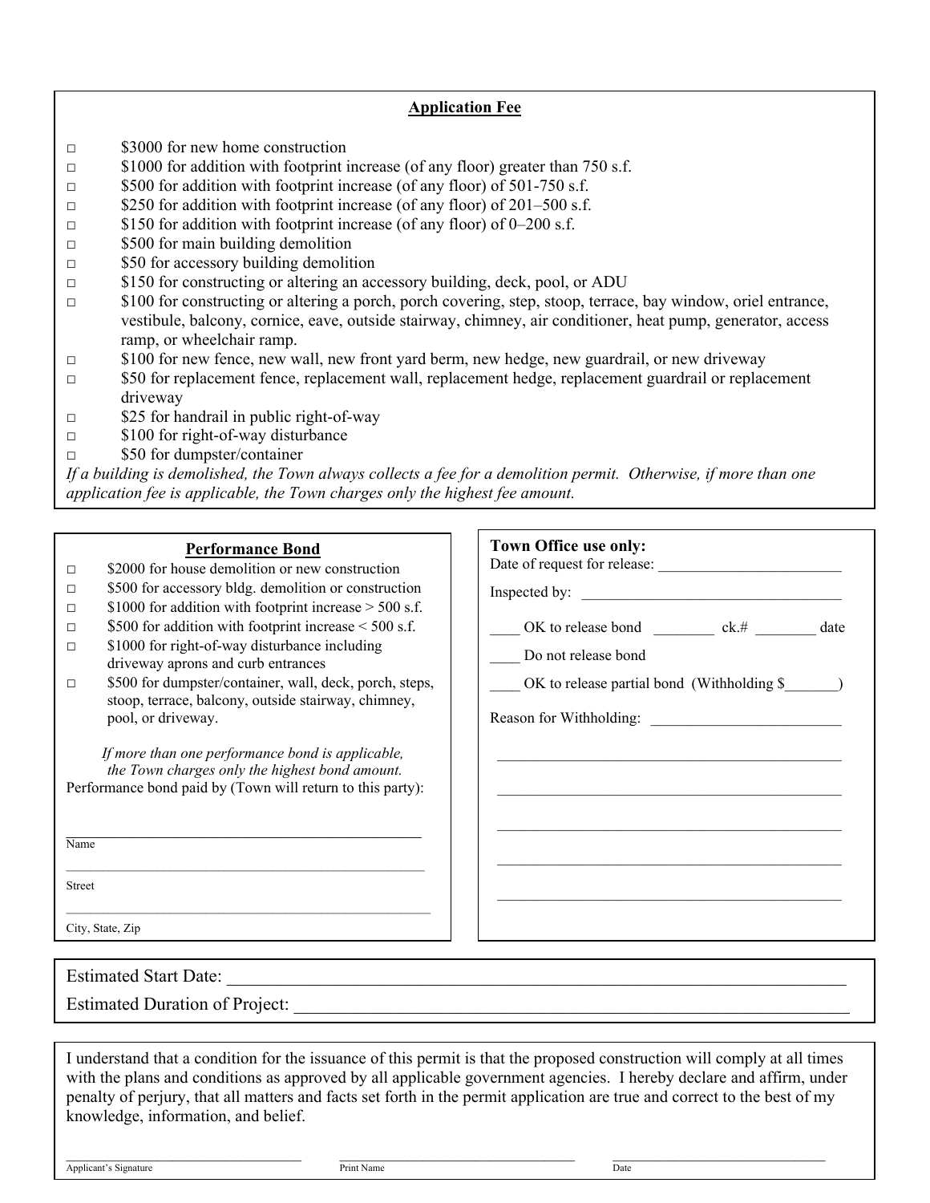## Application Fee

- ☐ $3000 for new home construction
- ☐ $1000 for addition with footprint increase (of any floor) greater than 750 s.f.
- ☐ $500 for addition with footprint increase (of any floor) of 501-750 s.f.
- ☐ $250 for addition with footprint increase (of any floor) of 201–500 s.f.
- ☐ $150 for addition with footprint increase (of any floor) of 0–200 s.f.
- ☐ $500 for main building demolition
- ☐ $50 for accessory building demolition
- ☐ $150 for constructing or altering an accessory building, deck, pool, or ADU
- ☐ $100 for constructing or altering a porch, porch covering, step, stoop, terrace, bay window, oriel entrance, vestibule, balcony, cornice, eave, outside stairway, chimney, air conditioner, heat pump, generator, access ramp, or wheelchair ramp.
- ☐ $100 for new fence, new wall, new front yard berm, new hedge, new guardrail, or new driveway
- ☐ $50 for replacement fence, replacement wall, replacement hedge, replacement guardrail or replacement driveway
- ☐ $25 for handrail in public right-of-way
- ☐ $100 for right-of-way disturbance
- ☐ $50 for dumpster/container

*If a building is demolished, the Town always collects a fee for a demolition permit. Otherwise, if more than one application fee is applicable, the Town charges only the highest fee amount.*

## Performance Bond

- ☐ $2000 for house demolition or new construction
- ☐ $500 for accessory bldg. demolition or construction
- ☐ $1000 for addition with footprint increase > 500 s.f.
- ☐ $500 for addition with footprint increase < 500 s.f.
- ☐ $1000 for right-of-way disturbance including driveway aprons and curb entrances
- ☐ $500 for dumpster/container, wall, deck, porch, steps, stoop, terrace, balcony, outside stairway, chimney, pool, or driveway.

*If more than one performance bond is applicable, the Town charges only the highest bond amount.*

Performance bond paid by (Town will return to this party):

______________________________
Name

______________________________
Street

______________________________
City, State, Zip

**Town Office use only:**

Date of request for release: ______________________

Inspected by: ______________________________

____ OK to release bond ________ ck.# ________ date

____ Do not release bond

____ OK to release partial bond (Withholding $_______)

Reason for Withholding: ______________________

______________________________________________

______________________________________________

______________________________________________

______________________________________________

______________________________________________

Estimated Start Date: ______________________________________________

Estimated Duration of Project: ______________________________________________

I understand that a condition for the issuance of this permit is that the proposed construction will comply at all times with the plans and conditions as approved by all applicable government agencies. I hereby declare and affirm, under penalty of perjury, that all matters and facts set forth in the permit application are true and correct to the best of my knowledge, information, and belief.

______________________ ______________________ ______________________
Applicant's Signature Print Name Date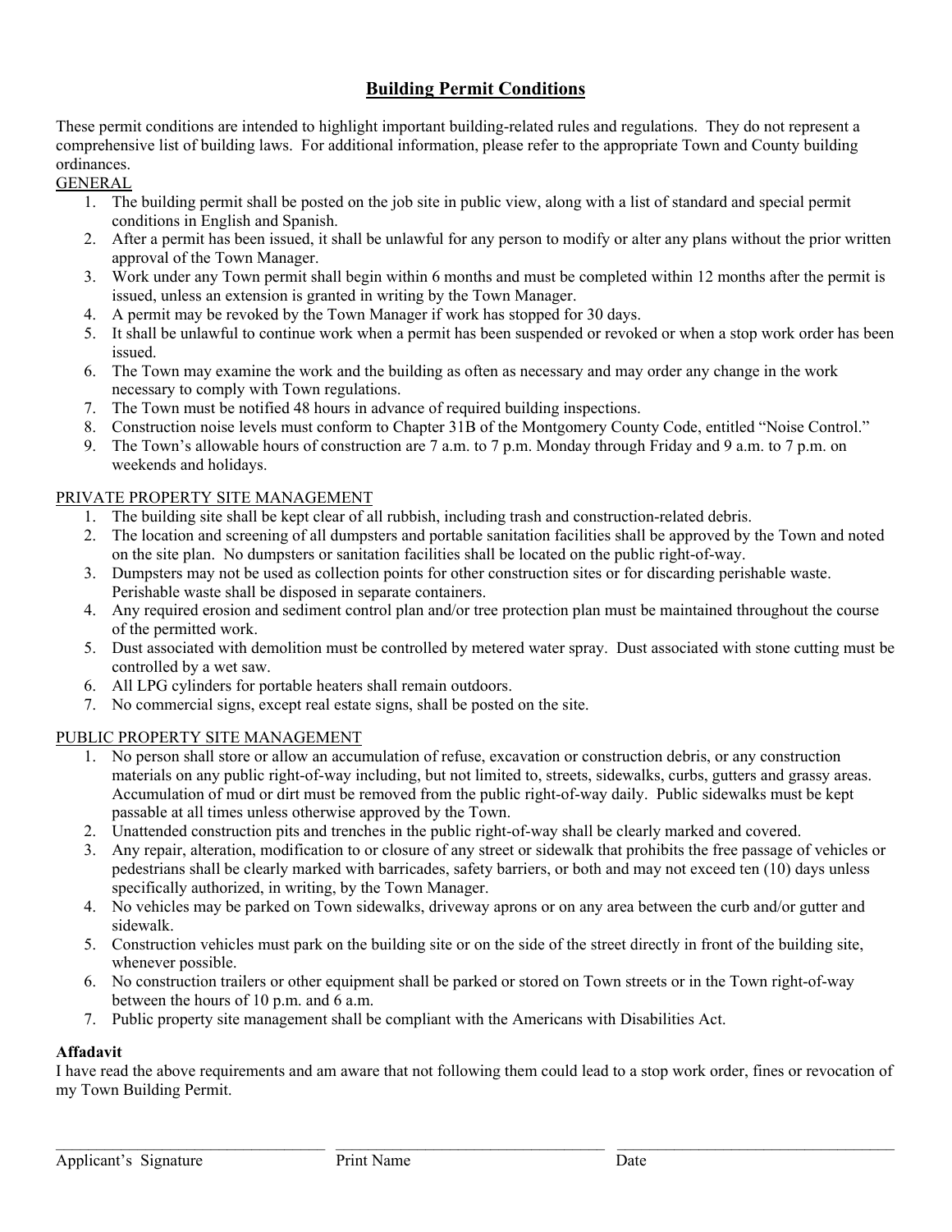# Building Permit Conditions

These permit conditions are intended to highlight important building-related rules and regulations. They do not represent a comprehensive list of building laws. For additional information, please refer to the appropriate Town and County building ordinances.

GENERAL

1. The building permit shall be posted on the job site in public view, along with a list of standard and special permit conditions in English and Spanish.
2. After a permit has been issued, it shall be unlawful for any person to modify or alter any plans without the prior written approval of the Town Manager.
3. Work under any Town permit shall begin within 6 months and must be completed within 12 months after the permit is issued, unless an extension is granted in writing by the Town Manager.
4. A permit may be revoked by the Town Manager if work has stopped for 30 days.
5. It shall be unlawful to continue work when a permit has been suspended or revoked or when a stop work order has been issued.
6. The Town may examine the work and the building as often as necessary and may order any change in the work necessary to comply with Town regulations.
7. The Town must be notified 48 hours in advance of required building inspections.
8. Construction noise levels must conform to Chapter 31B of the Montgomery County Code, entitled "Noise Control."
9. The Town's allowable hours of construction are 7 a.m. to 7 p.m. Monday through Friday and 9 a.m. to 7 p.m. on weekends and holidays.

PRIVATE PROPERTY SITE MANAGEMENT

1. The building site shall be kept clear of all rubbish, including trash and construction-related debris.
2. The location and screening of all dumpsters and portable sanitation facilities shall be approved by the Town and noted on the site plan. No dumpsters or sanitation facilities shall be located on the public right-of-way.
3. Dumpsters may not be used as collection points for other construction sites or for discarding perishable waste. Perishable waste shall be disposed in separate containers.
4. Any required erosion and sediment control plan and/or tree protection plan must be maintained throughout the course of the permitted work.
5. Dust associated with demolition must be controlled by metered water spray. Dust associated with stone cutting must be controlled by a wet saw.
6. All LPG cylinders for portable heaters shall remain outdoors.
7. No commercial signs, except real estate signs, shall be posted on the site.

PUBLIC PROPERTY SITE MANAGEMENT

1. No person shall store or allow an accumulation of refuse, excavation or construction debris, or any construction materials on any public right-of-way including, but not limited to, streets, sidewalks, curbs, gutters and grassy areas. Accumulation of mud or dirt must be removed from the public right-of-way daily. Public sidewalks must be kept passable at all times unless otherwise approved by the Town.
2. Unattended construction pits and trenches in the public right-of-way shall be clearly marked and covered.
3. Any repair, alteration, modification to or closure of any street or sidewalk that prohibits the free passage of vehicles or pedestrians shall be clearly marked with barricades, safety barriers, or both and may not exceed ten (10) days unless specifically authorized, in writing, by the Town Manager.
4. No vehicles may be parked on Town sidewalks, driveway aprons or on any area between the curb and/or gutter and sidewalk.
5. Construction vehicles must park on the building site or on the side of the street directly in front of the building site, whenever possible.
6. No construction trailers or other equipment shall be parked or stored on Town streets or in the Town right-of-way between the hours of 10 p.m. and 6 a.m.
7. Public property site management shall be compliant with the Americans with Disabilities Act.

**Affadavit**

I have read the above requirements and am aware that not following them could lead to a stop work order, fines or revocation of my Town Building Permit.

\_\_\_\_\_\_\_\_\_\_\_\_\_\_\_\_\_\_\_\_\_\_\_\_\_\_\_\_ \_\_\_\_\_\_\_\_\_\_\_\_\_\_\_\_\_\_\_\_\_\_\_\_\_\_\_\_ \_\_\_\_\_\_\_\_\_\_\_\_\_\_\_\_\_\_\_\_\_\_\_\_\_\_\_\_

Applicant's Signature Print Name Date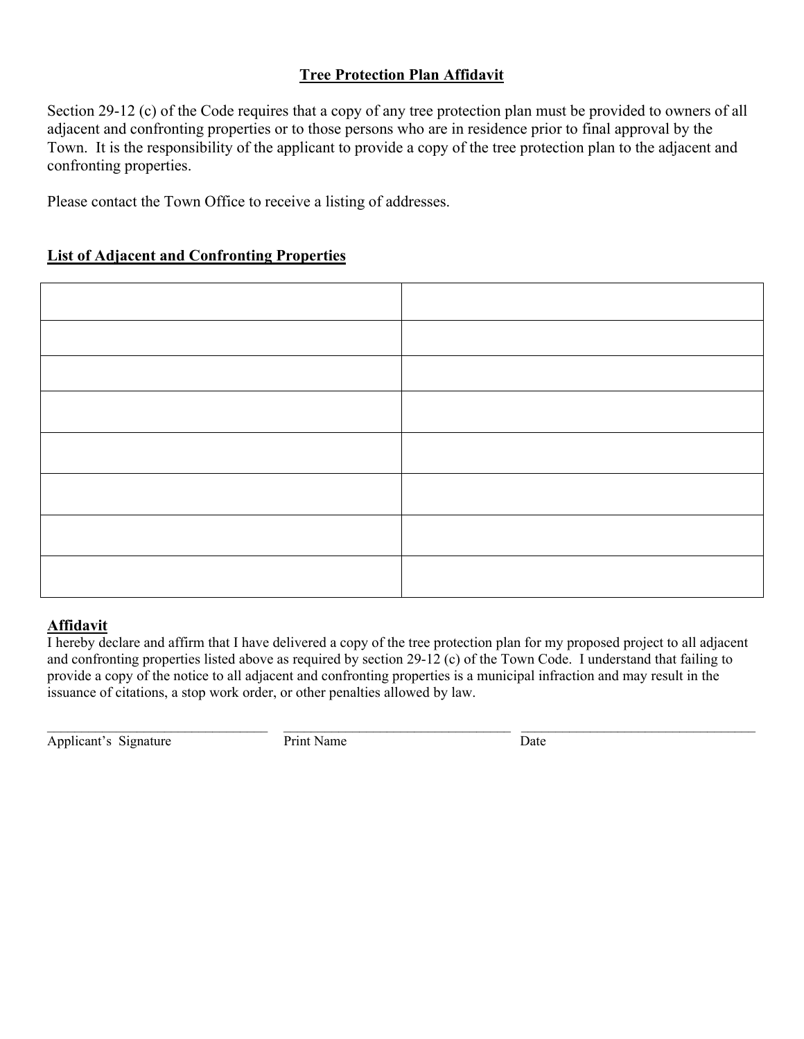# Tree Protection Plan Affidavit

Section 29-12 (c) of the Code requires that a copy of any tree protection plan must be provided to owners of all adjacent and confronting properties or to those persons who are in residence prior to final approval by the Town. It is the responsibility of the applicant to provide a copy of the tree protection plan to the adjacent and confronting properties.

Please contact the Town Office to receive a listing of addresses.

## List of Adjacent and Confronting Properties

| | |
|---|---|
| | |
| | |
| | |
| | |
| | |
| | |
| | |
| | |

## Affidavit

I hereby declare and affirm that I have delivered a copy of the tree protection plan for my proposed project to all adjacent and confronting properties listed above as required by section 29-12 (c) of the Town Code. I understand that failing to provide a copy of the notice to all adjacent and confronting properties is a municipal infraction and may result in the issuance of citations, a stop work order, or other penalties allowed by law.

_______________________________ _______________________________ _______________________________

Applicant's Signature Print Name Date